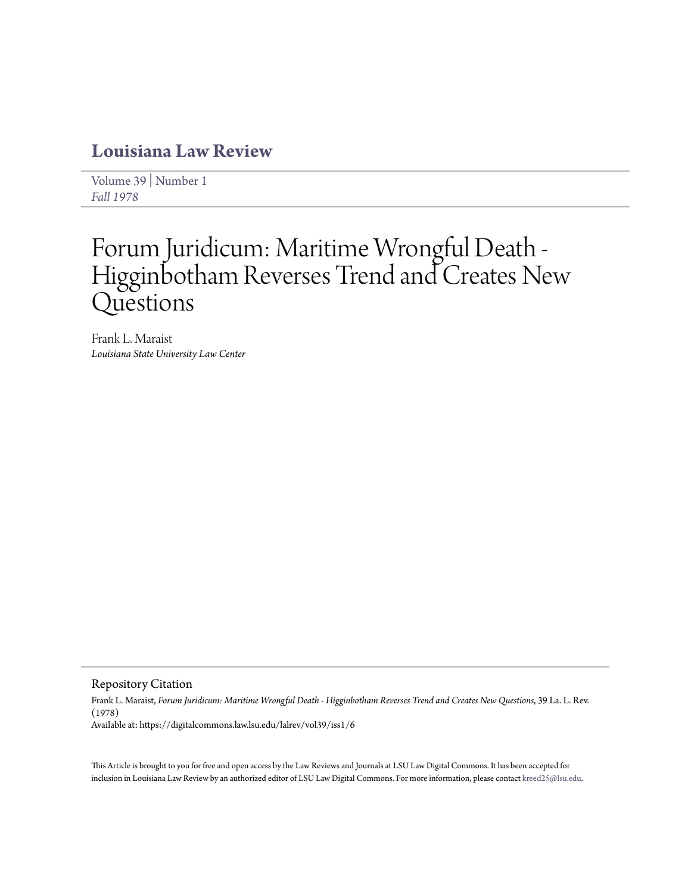# Louisiana Law Review

Volume 39 | Number 1
*Fall 1978*

# Forum Juridicum: Maritime Wrongful Death - Higginbotham Reverses Trend and Creates New Questions

Frank L. Maraist
*Louisiana State University Law Center*

## Repository Citation

Frank L. Maraist, *Forum Juridicum: Maritime Wrongful Death - Higginbotham Reverses Trend and Creates New Questions*, 39 La. L. Rev. (1978)
Available at: https://digitalcommons.law.lsu.edu/lalrev/vol39/iss1/6

This Article is brought to you for free and open access by the Law Reviews and Journals at LSU Law Digital Commons. It has been accepted for inclusion in Louisiana Law Review by an authorized editor of LSU Law Digital Commons. For more information, please contact kreed25@lsu.edu.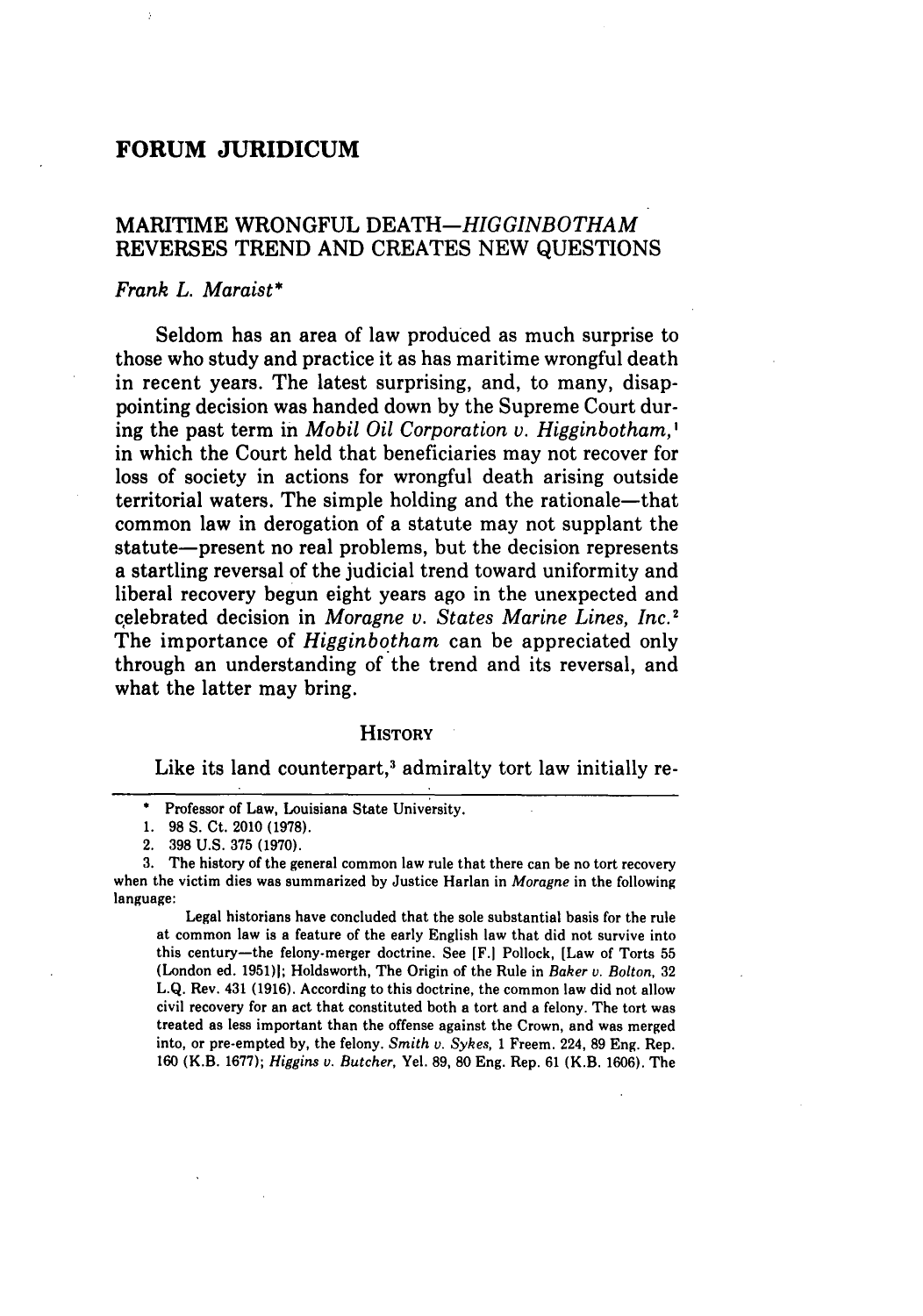# FORUM JURIDICUM

## MARITIME WRONGFUL DEATH—*HIGGINBOTHAM* REVERSES TREND AND CREATES NEW QUESTIONS

*Frank L. Maraist**

Seldom has an area of law produced as much surprise to those who study and practice it as has maritime wrongful death in recent years. The latest surprising, and, to many, disappointing decision was handed down by the Supreme Court during the past term in *Mobil Oil Corporation v. Higginbotham,*[1] in which the Court held that beneficiaries may not recover for loss of society in actions for wrongful death arising outside territorial waters. The simple holding and the rationale—that common law in derogation of a statute may not supplant the statute—present no real problems, but the decision represents a startling reversal of the judicial trend toward uniformity and liberal recovery begun eight years ago in the unexpected and celebrated decision in *Moragne v. States Marine Lines, Inc.*[2] The importance of *Higginbotham* can be appreciated only through an understanding of the trend and its reversal, and what the latter may bring.

### HISTORY

Like its land counterpart,[3] admiralty tort law initially re-

---

\* Professor of Law, Louisiana State University.

1. 98 S. Ct. 2010 (1978).

2. 398 U.S. 375 (1970).

3. The history of the general common law rule that there can be no tort recovery when the victim dies was summarized by Justice Harlan in *Moragne* in the following language:

> Legal historians have concluded that the sole substantial basis for the rule at common law is a feature of the early English law that did not survive into this century—the felony-merger doctrine. See [F.] Pollock, [Law of Torts 55 (London ed. 1951)]; Holdsworth, The Origin of the Rule in *Baker v. Bolton*, 32 L.Q. Rev. 431 (1916). According to this doctrine, the common law did not allow civil recovery for an act that constituted both a tort and a felony. The tort was treated as less important than the offense against the Crown, and was merged into, or pre-empted by, the felony. *Smith v. Sykes*, 1 Freem. 224, 89 Eng. Rep. 160 (K.B. 1677); *Higgins v. Butcher*, Yel. 89, 80 Eng. Rep. 61 (K.B. 1606). The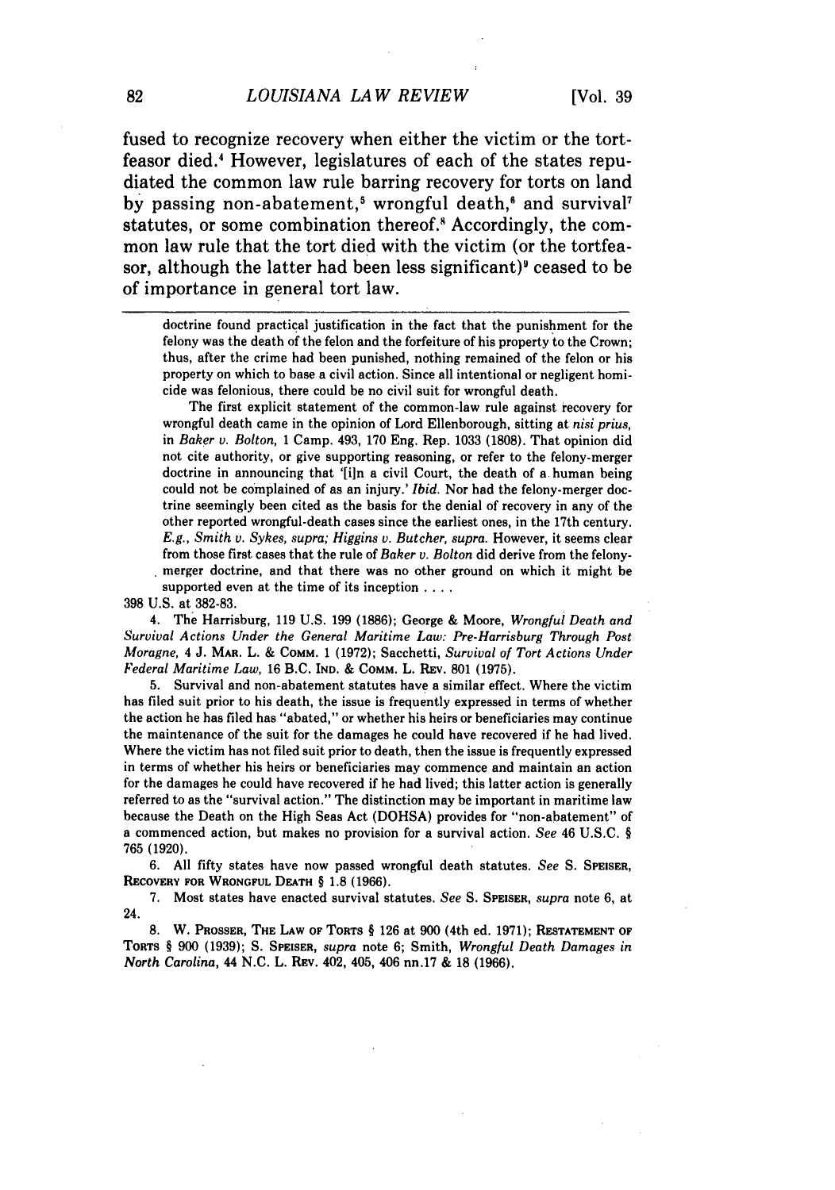fused to recognize recovery when either the victim or the tortfeasor died.[4] However, legislatures of each of the states repudiated the common law rule barring recovery for torts on land by passing non-abatement,[5] wrongful death,[6] and survival[7] statutes, or some combination thereof.[8] Accordingly, the common law rule that the tort died with the victim (or the tortfeasor, although the latter had been less significant)[9] ceased to be of importance in general tort law.

---

> doctrine found practical justification in the fact that the punishment for the felony was the death of the felon and the forfeiture of his property to the Crown; thus, after the crime had been punished, nothing remained of the felon or his property on which to base a civil action. Since all intentional or negligent homicide was felonious, there could be no civil suit for wrongful death.
>
> The first explicit statement of the common-law rule against recovery for wrongful death came in the opinion of Lord Ellenborough, sitting at *nisi prius*, in *Baker v. Bolton*, 1 Camp. 493, 170 Eng. Rep. 1033 (1808). That opinion did not cite authority, or give supporting reasoning, or refer to the felony-merger doctrine in announcing that '[i]n a civil Court, the death of a human being could not be complained of as an injury.' *Ibid.* Nor had the felony-merger doctrine seemingly been cited as the basis for the denial of recovery in any of the other reported wrongful-death cases since the earliest ones, in the 17th century. *E.g.*, *Smith v. Sykes*, *supra*; *Higgins v. Butcher*, *supra*. However, it seems clear from those first cases that the rule of *Baker v. Bolton* did derive from the felony-merger doctrine, and that there was no other ground on which it might be supported even at the time of its inception . . . .

398 U.S. at 382-83.

4. The Harrisburg, 119 U.S. 199 (1886); George & Moore, *Wrongful Death and Survival Actions Under the General Maritime Law: Pre-Harrisburg Through Post Moragne*, 4 J. MAR. L. & COMM. 1 (1972); Sacchetti, *Survival of Tort Actions Under Federal Maritime Law*, 16 B.C. IND. & COMM. L. REV. 801 (1975).

5. Survival and non-abatement statutes have a similar effect. Where the victim has filed suit prior to his death, the issue is frequently expressed in terms of whether the action he has filed has "abated," or whether his heirs or beneficiaries may continue the maintenance of the suit for the damages he could have recovered if he had lived. Where the victim has not filed suit prior to death, then the issue is frequently expressed in terms of whether his heirs or beneficiaries may commence and maintain an action for the damages he could have recovered if he had lived; this latter action is generally referred to as the "survival action." The distinction may be important in maritime law because the Death on the High Seas Act (DOHSA) provides for "non-abatement" of a commenced action, but makes no provision for a survival action. *See* 46 U.S.C. § 765 (1920).

6. All fifty states have now passed wrongful death statutes. *See* S. SPEISER, RECOVERY FOR WRONGFUL DEATH § 1.8 (1966).

7. Most states have enacted survival statutes. *See* S. SPEISER, *supra* note 6, at 24.

8. W. PROSSER, THE LAW OF TORTS § 126 at 900 (4th ed. 1971); RESTATEMENT OF TORTS § 900 (1939); S. SPEISER, *supra* note 6; Smith, *Wrongful Death Damages in North Carolina*, 44 N.C. L. REV. 402, 405, 406 nn.17 & 18 (1966).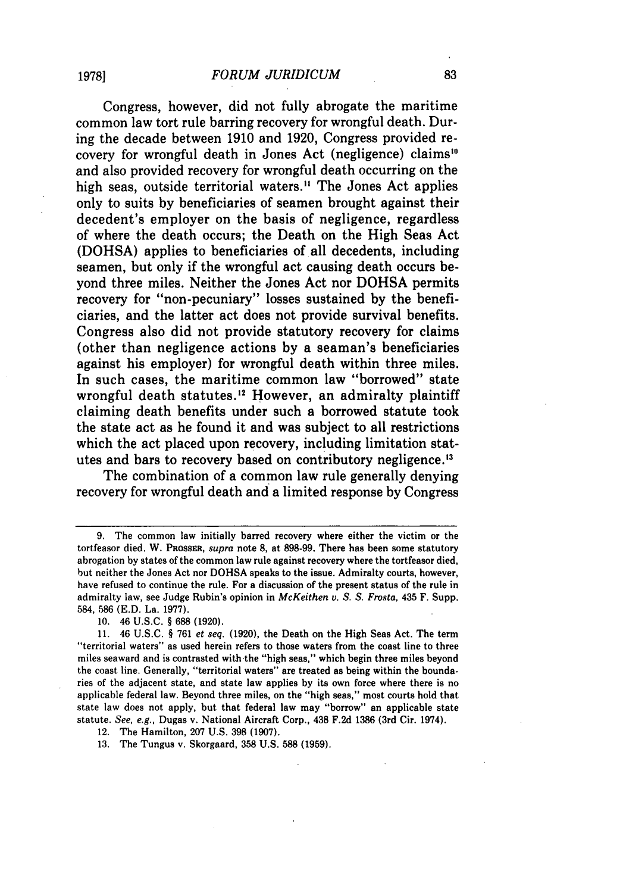Congress, however, did not fully abrogate the maritime common law tort rule barring recovery for wrongful death. During the decade between 1910 and 1920, Congress provided recovery for wrongful death in Jones Act (negligence) claims[10] and also provided recovery for wrongful death occurring on the high seas, outside territorial waters.[11] The Jones Act applies only to suits by beneficiaries of seamen brought against their decedent's employer on the basis of negligence, regardless of where the death occurs; the Death on the High Seas Act (DOHSA) applies to beneficiaries of all decedents, including seamen, but only if the wrongful act causing death occurs beyond three miles. Neither the Jones Act nor DOHSA permits recovery for "non-pecuniary" losses sustained by the beneficiaries, and the latter act does not provide survival benefits. Congress also did not provide statutory recovery for claims (other than negligence actions by a seaman's beneficiaries against his employer) for wrongful death within three miles. In such cases, the maritime common law "borrowed" state wrongful death statutes.[12] However, an admiralty plaintiff claiming death benefits under such a borrowed statute took the state act as he found it and was subject to all restrictions which the act placed upon recovery, including limitation statutes and bars to recovery based on contributory negligence.[13]

The combination of a common law rule generally denying recovery for wrongful death and a limited response by Congress

---

9. The common law initially barred recovery where either the victim or the tortfeasor died. W. PROSSER, *supra* note 8, at 898-99. There has been some statutory abrogation by states of the common law rule against recovery where the tortfeasor died, but neither the Jones Act nor DOHSA speaks to the issue. Admiralty courts, however, have refused to continue the rule. For a discussion of the present status of the rule in admiralty law, see Judge Rubin's opinion in *McKeithen v. S. S. Frosta*, 435 F. Supp. 584, 586 (E.D. La. 1977).

10. 46 U.S.C. § 688 (1920).

11. 46 U.S.C. § 761 *et seq.* (1920), the Death on the High Seas Act. The term "territorial waters" as used herein refers to those waters from the coast line to three miles seaward and is contrasted with the "high seas," which begin three miles beyond the coast line. Generally, "territorial waters" are treated as being within the boundaries of the adjacent state, and state law applies by its own force where there is no applicable federal law. Beyond three miles, on the "high seas," most courts hold that state law does not apply, but that federal law may "borrow" an applicable state statute. *See, e.g.*, Dugas v. National Aircraft Corp., 438 F.2d 1386 (3rd Cir. 1974).

12. The Hamilton, 207 U.S. 398 (1907).

13. The Tungus v. Skorgaard, 358 U.S. 588 (1959).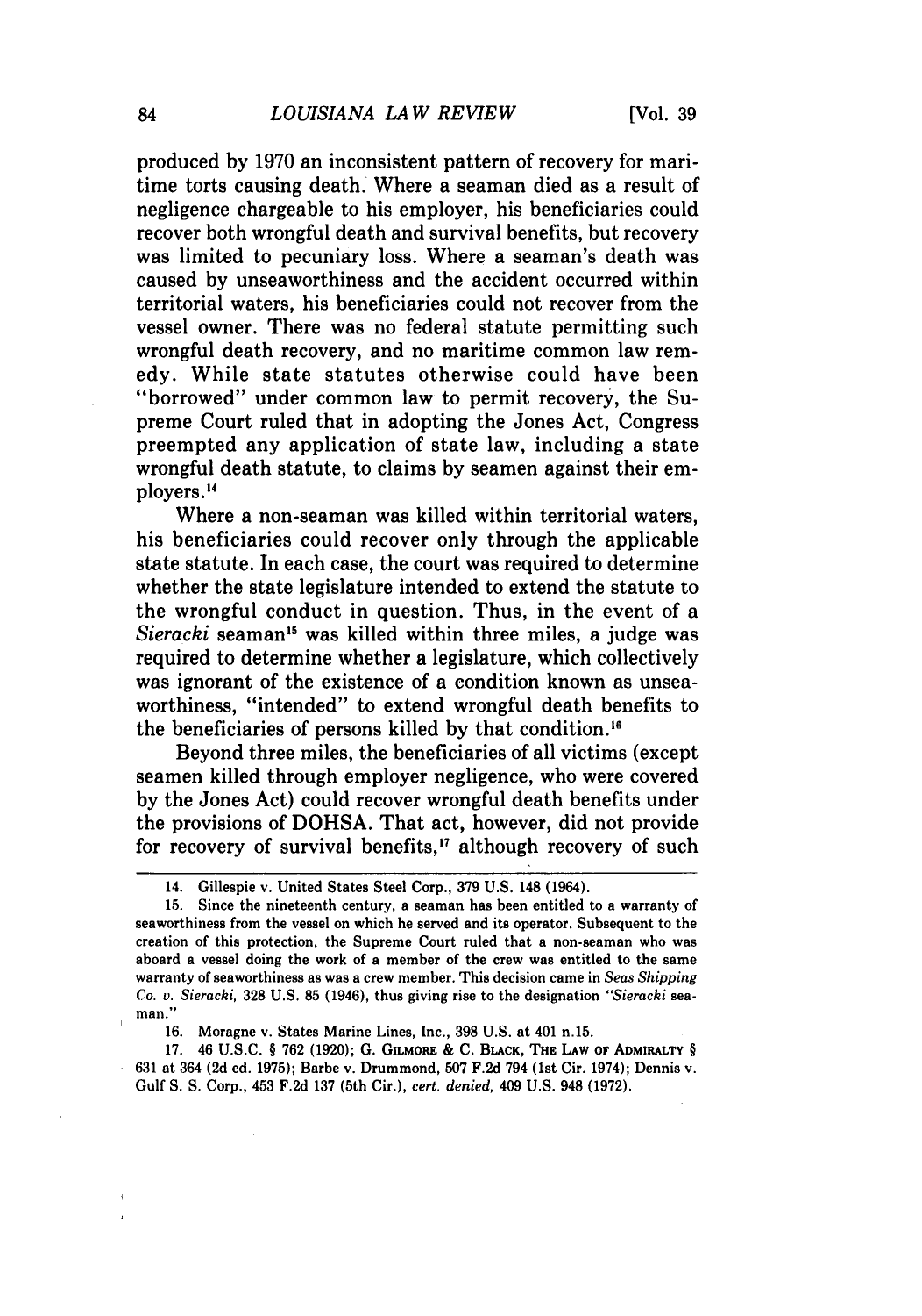produced by 1970 an inconsistent pattern of recovery for maritime torts causing death. Where a seaman died as a result of negligence chargeable to his employer, his beneficiaries could recover both wrongful death and survival benefits, but recovery was limited to pecuniary loss. Where a seaman's death was caused by unseaworthiness and the accident occurred within territorial waters, his beneficiaries could not recover from the vessel owner. There was no federal statute permitting such wrongful death recovery, and no maritime common law remedy. While state statutes otherwise could have been "borrowed" under common law to permit recovery, the Supreme Court ruled that in adopting the Jones Act, Congress preempted any application of state law, including a state wrongful death statute, to claims by seamen against their employers.[14]

Where a non-seaman was killed within territorial waters, his beneficiaries could recover only through the applicable state statute. In each case, the court was required to determine whether the state legislature intended to extend the statute to the wrongful conduct in question. Thus, in the event of a *Sieracki* seaman[15] was killed within three miles, a judge was required to determine whether a legislature, which collectively was ignorant of the existence of a condition known as unseaworthiness, "intended" to extend wrongful death benefits to the beneficiaries of persons killed by that condition.[16]

Beyond three miles, the beneficiaries of all victims (except seamen killed through employer negligence, who were covered by the Jones Act) could recover wrongful death benefits under the provisions of DOHSA. That act, however, did not provide for recovery of survival benefits,[17] although recovery of such

---

14. Gillespie v. United States Steel Corp., 379 U.S. 148 (1964).

15. Since the nineteenth century, a seaman has been entitled to a warranty of seaworthiness from the vessel on which he served and its operator. Subsequent to the creation of this protection, the Supreme Court ruled that a non-seaman who was aboard a vessel doing the work of a member of the crew was entitled to the same warranty of seaworthiness as was a crew member. This decision came in *Seas Shipping Co. v. Sieracki*, 328 U.S. 85 (1946), thus giving rise to the designation "*Sieracki* seaman."

16. Moragne v. States Marine Lines, Inc., 398 U.S. at 401 n.15.

17. 46 U.S.C. § 762 (1920); G. GILMORE & C. BLACK, THE LAW OF ADMIRALTY § 631 at 364 (2d ed. 1975); Barbe v. Drummond, 507 F.2d 794 (1st Cir. 1974); Dennis v. Gulf S. S. Corp., 453 F.2d 137 (5th Cir.), *cert. denied*, 409 U.S. 948 (1972).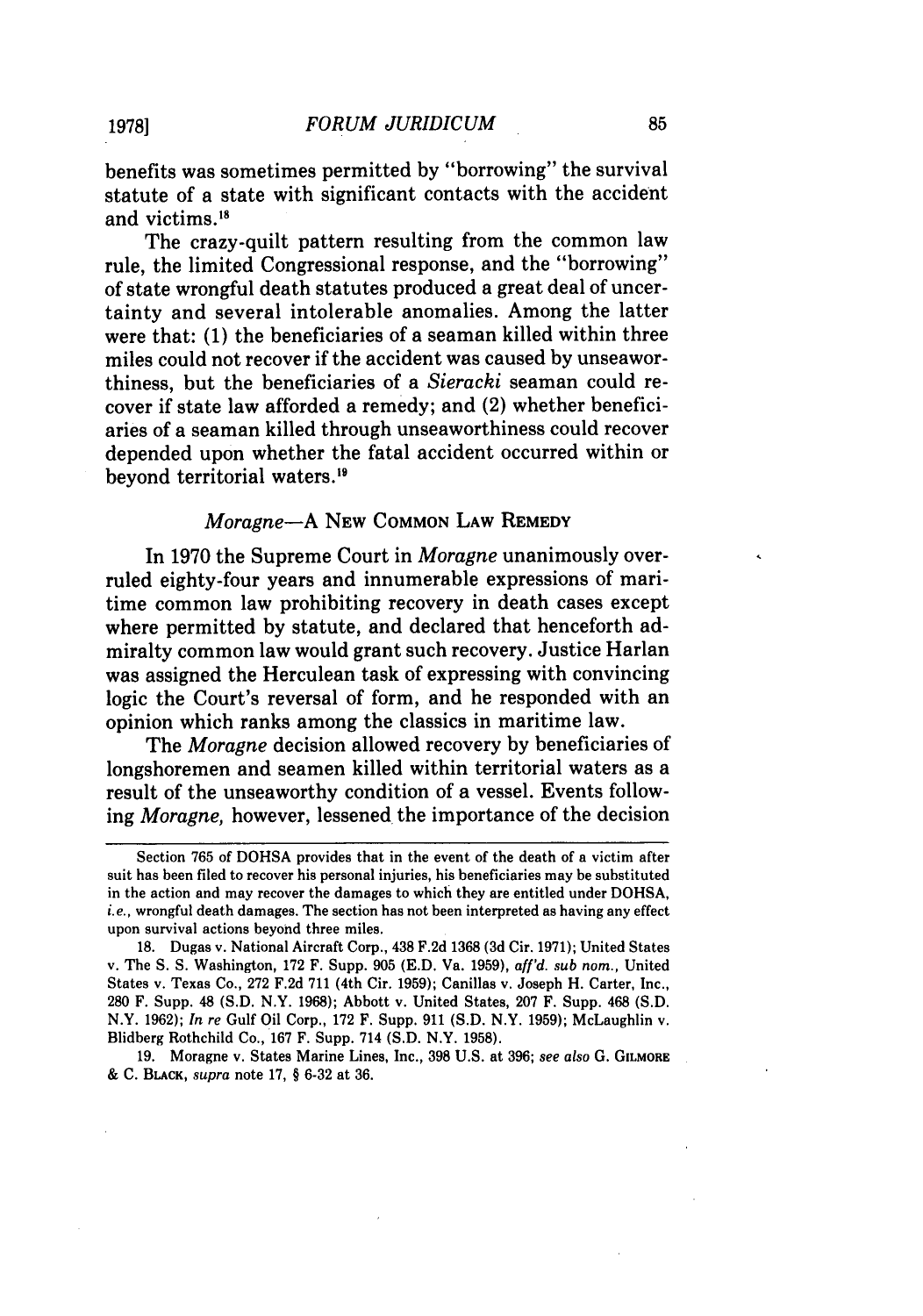benefits was sometimes permitted by "borrowing" the survival statute of a state with significant contacts with the accident and victims.[18]

The crazy-quilt pattern resulting from the common law rule, the limited Congressional response, and the "borrowing" of state wrongful death statutes produced a great deal of uncertainty and several intolerable anomalies. Among the latter were that: (1) the beneficiaries of a seaman killed within three miles could not recover if the accident was caused by unseaworthiness, but the beneficiaries of a *Sieracki* seaman could recover if state law afforded a remedy; and (2) whether beneficiaries of a seaman killed through unseaworthiness could recover depended upon whether the fatal accident occurred within or beyond territorial waters.[19]

## *Moragne*—A New Common Law Remedy

In 1970 the Supreme Court in *Moragne* unanimously overruled eighty-four years and innumerable expressions of maritime common law prohibiting recovery in death cases except where permitted by statute, and declared that henceforth admiralty common law would grant such recovery. Justice Harlan was assigned the Herculean task of expressing with convincing logic the Court's reversal of form, and he responded with an opinion which ranks among the classics in maritime law.

The *Moragne* decision allowed recovery by beneficiaries of longshoremen and seamen killed within territorial waters as a result of the unseaworthy condition of a vessel. Events following *Moragne*, however, lessened the importance of the decision

---

Section 765 of DOHSA provides that in the event of the death of a victim after suit has been filed to recover his personal injuries, his beneficiaries may be substituted in the action and may recover the damages to which they are entitled under DOHSA, *i.e.*, wrongful death damages. The section has not been interpreted as having any effect upon survival actions beyond three miles.

18. Dugas v. National Aircraft Corp., 438 F.2d 1368 (3d Cir. 1971); United States v. The S. S. Washington, 172 F. Supp. 905 (E.D. Va. 1959), *aff'd. sub nom.*, United States v. Texas Co., 272 F.2d 711 (4th Cir. 1959); Canillas v. Joseph H. Carter, Inc., 280 F. Supp. 48 (S.D. N.Y. 1968); Abbott v. United States, 207 F. Supp. 468 (S.D. N.Y. 1962); *In re* Gulf Oil Corp., 172 F. Supp. 911 (S.D. N.Y. 1959); McLaughlin v. Blidberg Rothchild Co., 167 F. Supp. 714 (S.D. N.Y. 1958).

19. Moragne v. States Marine Lines, Inc., 398 U.S. at 396; *see also* G. Gilmore & C. Black, *supra* note 17, § 6-32 at 36.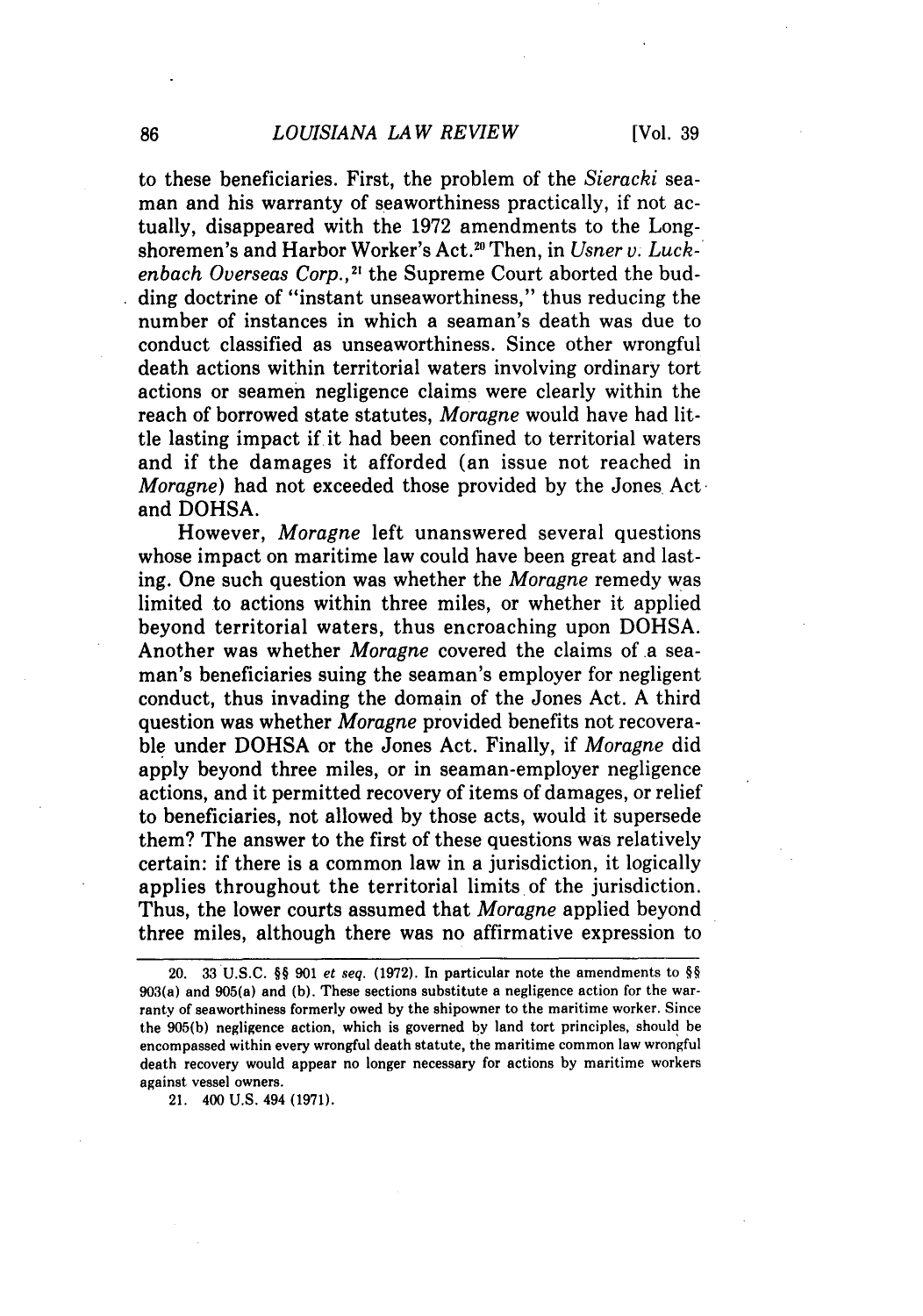to these beneficiaries. First, the problem of the *Sieracki* seaman and his warranty of seaworthiness practically, if not actually, disappeared with the 1972 amendments to the Longshoremen's and Harbor Worker's Act.[20] Then, in *Usner v. Luckenbach Overseas Corp.*,[21] the Supreme Court aborted the budding doctrine of "instant unseaworthiness," thus reducing the number of instances in which a seaman's death was due to conduct classified as unseaworthiness. Since other wrongful death actions within territorial waters involving ordinary tort actions or seamen negligence claims were clearly within the reach of borrowed state statutes, *Moragne* would have had little lasting impact if it had been confined to territorial waters and if the damages it afforded (an issue not reached in *Moragne*) had not exceeded those provided by the Jones Act and DOHSA.

However, *Moragne* left unanswered several questions whose impact on maritime law could have been great and lasting. One such question was whether the *Moragne* remedy was limited to actions within three miles, or whether it applied beyond territorial waters, thus encroaching upon DOHSA. Another was whether *Moragne* covered the claims of a seaman's beneficiaries suing the seaman's employer for negligent conduct, thus invading the domain of the Jones Act. A third question was whether *Moragne* provided benefits not recoverable under DOHSA or the Jones Act. Finally, if *Moragne* did apply beyond three miles, or in seaman-employer negligence actions, and it permitted recovery of items of damages, or relief to beneficiaries, not allowed by those acts, would it supersede them? The answer to the first of these questions was relatively certain: if there is a common law in a jurisdiction, it logically applies throughout the territorial limits of the jurisdiction. Thus, the lower courts assumed that *Moragne* applied beyond three miles, although there was no affirmative expression to

---

20. 33 U.S.C. §§ 901 *et seq.* (1972). In particular note the amendments to §§ 903(a) and 905(a) and (b). These sections substitute a negligence action for the warranty of seaworthiness formerly owed by the shipowner to the maritime worker. Since the 905(b) negligence action, which is governed by land tort principles, should be encompassed within every wrongful death statute, the maritime common law wrongful death recovery would appear no longer necessary for actions by maritime workers against vessel owners.

21. 400 U.S. 494 (1971).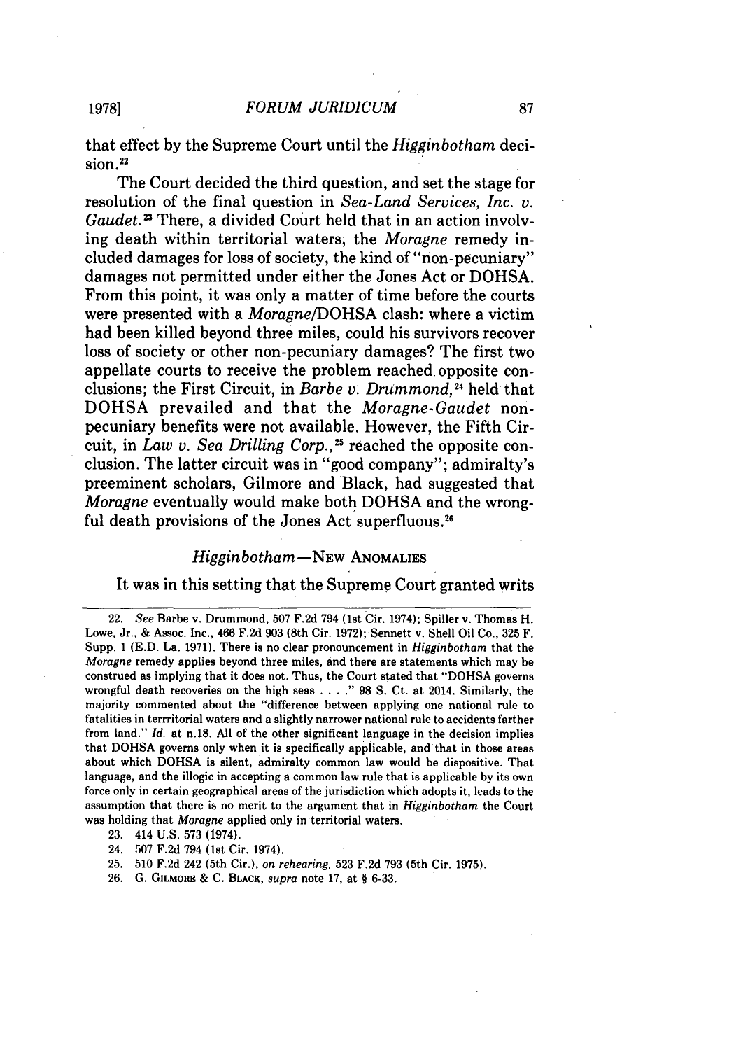that effect by the Supreme Court until the *Higginbotham* decision.[22]

The Court decided the third question, and set the stage for resolution of the final question in *Sea-Land Services, Inc. v. Gaudet.*[23] There, a divided Court held that in an action involving death within territorial waters, the *Moragne* remedy included damages for loss of society, the kind of "non-pecuniary" damages not permitted under either the Jones Act or DOHSA. From this point, it was only a matter of time before the courts were presented with a *Moragne*/DOHSA clash: where a victim had been killed beyond three miles, could his survivors recover loss of society or other non-pecuniary damages? The first two appellate courts to receive the problem reached opposite conclusions; the First Circuit, in *Barbe v. Drummond,*[24] held that DOHSA prevailed and that the *Moragne-Gaudet* non-pecuniary benefits were not available. However, the Fifth Circuit, in *Law v. Sea Drilling Corp.,*[25] reached the opposite conclusion. The latter circuit was in "good company"; admiralty's preeminent scholars, Gilmore and Black, had suggested that *Moragne* eventually would make both DOHSA and the wrongful death provisions of the Jones Act superfluous.[26]

## *Higginbotham*—New Anomalies

It was in this setting that the Supreme Court granted writs

---

22. *See* Barbe v. Drummond, 507 F.2d 794 (1st Cir. 1974); Spiller v. Thomas H. Lowe, Jr., & Assoc. Inc., 466 F.2d 903 (8th Cir. 1972); Sennett v. Shell Oil Co., 325 F. Supp. 1 (E.D. La. 1971). There is no clear pronouncement in *Higginbotham* that the *Moragne* remedy applies beyond three miles, and there are statements which may be construed as implying that it does not. Thus, the Court stated that "DOHSA governs wrongful death recoveries on the high seas . . . ." 98 S. Ct. at 2014. Similarly, the majority commented about the "difference between applying one national rule to fatalities in terrritorial waters and a slightly narrower national rule to accidents farther from land." *Id.* at n.18. All of the other significant language in the decision implies that DOHSA governs only when it is specifically applicable, and that in those areas about which DOHSA is silent, admiralty common law would be dispositive. That language, and the illogic in accepting a common law rule that is applicable by its own force only in certain geographical areas of the jurisdiction which adopts it, leads to the assumption that there is no merit to the argument that in *Higginbotham* the Court was holding that *Moragne* applied only in territorial waters.

23. 414 U.S. 573 (1974).

24. 507 F.2d 794 (1st Cir. 1974).

25. 510 F.2d 242 (5th Cir.), *on rehearing,* 523 F.2d 793 (5th Cir. 1975).

26. G. Gilmore & C. Black, *supra* note 17, at § 6-33.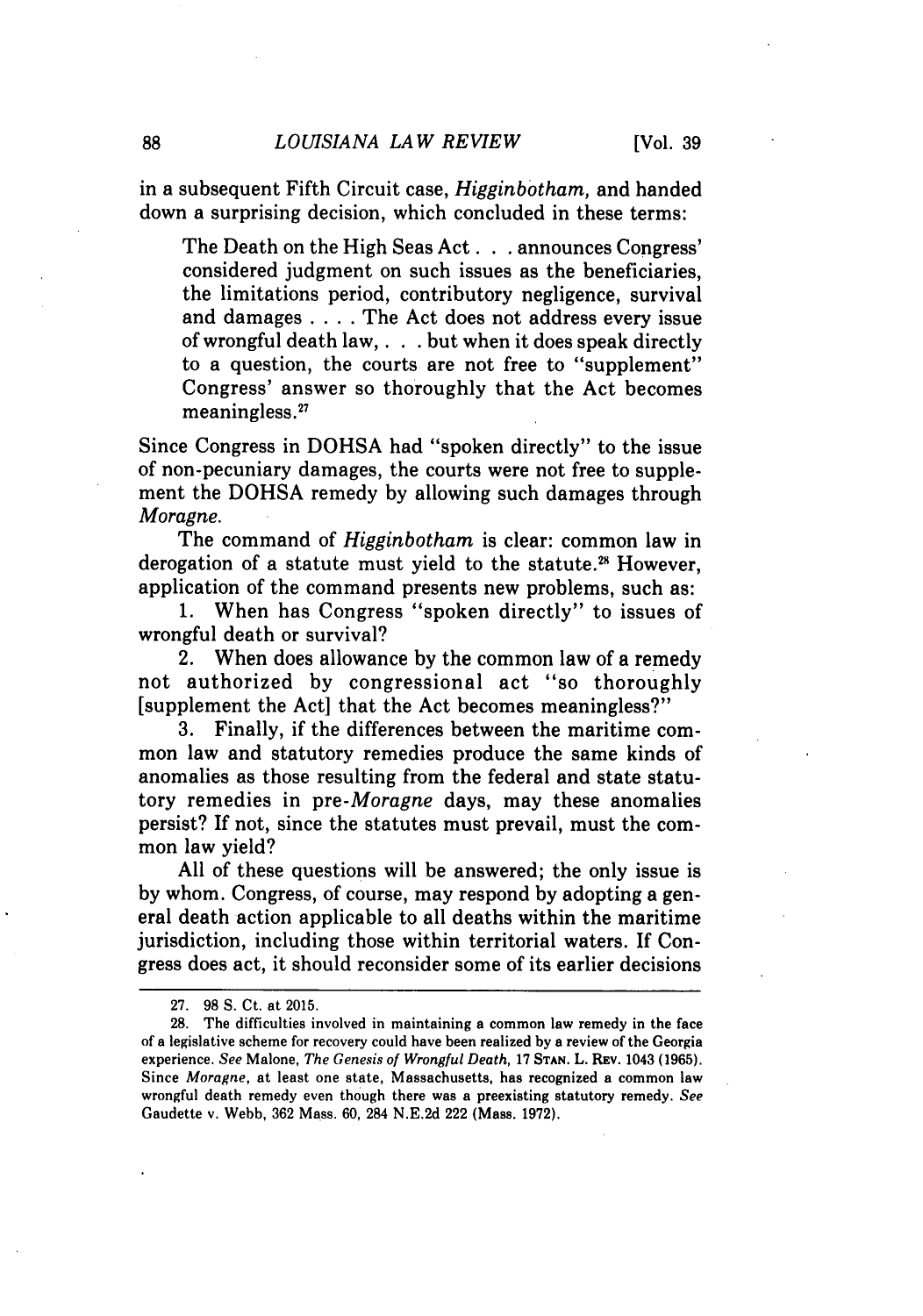in a subsequent Fifth Circuit case, *Higginbotham*, and handed down a surprising decision, which concluded in these terms:

> The Death on the High Seas Act . . . announces Congress' considered judgment on such issues as the beneficiaries, the limitations period, contributory negligence, survival and damages . . . . The Act does not address every issue of wrongful death law, . . . but when it does speak directly to a question, the courts are not free to "supplement" Congress' answer so thoroughly that the Act becomes meaningless.[27]

Since Congress in DOHSA had "spoken directly" to the issue of non-pecuniary damages, the courts were not free to supplement the DOHSA remedy by allowing such damages through *Moragne*.

The command of *Higginbotham* is clear: common law in derogation of a statute must yield to the statute.[28] However, application of the command presents new problems, such as:

1. When has Congress "spoken directly" to issues of wrongful death or survival?
2. When does allowance by the common law of a remedy not authorized by congressional act "so thoroughly [supplement the Act] that the Act becomes meaningless?"
3. Finally, if the differences between the maritime common law and statutory remedies produce the same kinds of anomalies as those resulting from the federal and state statutory remedies in pre-*Moragne* days, may these anomalies persist? If not, since the statutes must prevail, must the common law yield?

All of these questions will be answered; the only issue is by whom. Congress, of course, may respond by adopting a general death action applicable to all deaths within the maritime jurisdiction, including those within territorial waters. If Congress does act, it should reconsider some of its earlier decisions

---

27. 98 S. Ct. at 2015.

28. The difficulties involved in maintaining a common law remedy in the face of a legislative scheme for recovery could have been realized by a review of the Georgia experience. *See* Malone, *The Genesis of Wrongful Death*, 17 STAN. L. REV. 1043 (1965). Since *Moragne*, at least one state, Massachusetts, has recognized a common law wrongful death remedy even though there was a preexisting statutory remedy. *See* Gaudette v. Webb, 362 Mass. 60, 284 N.E.2d 222 (Mass. 1972).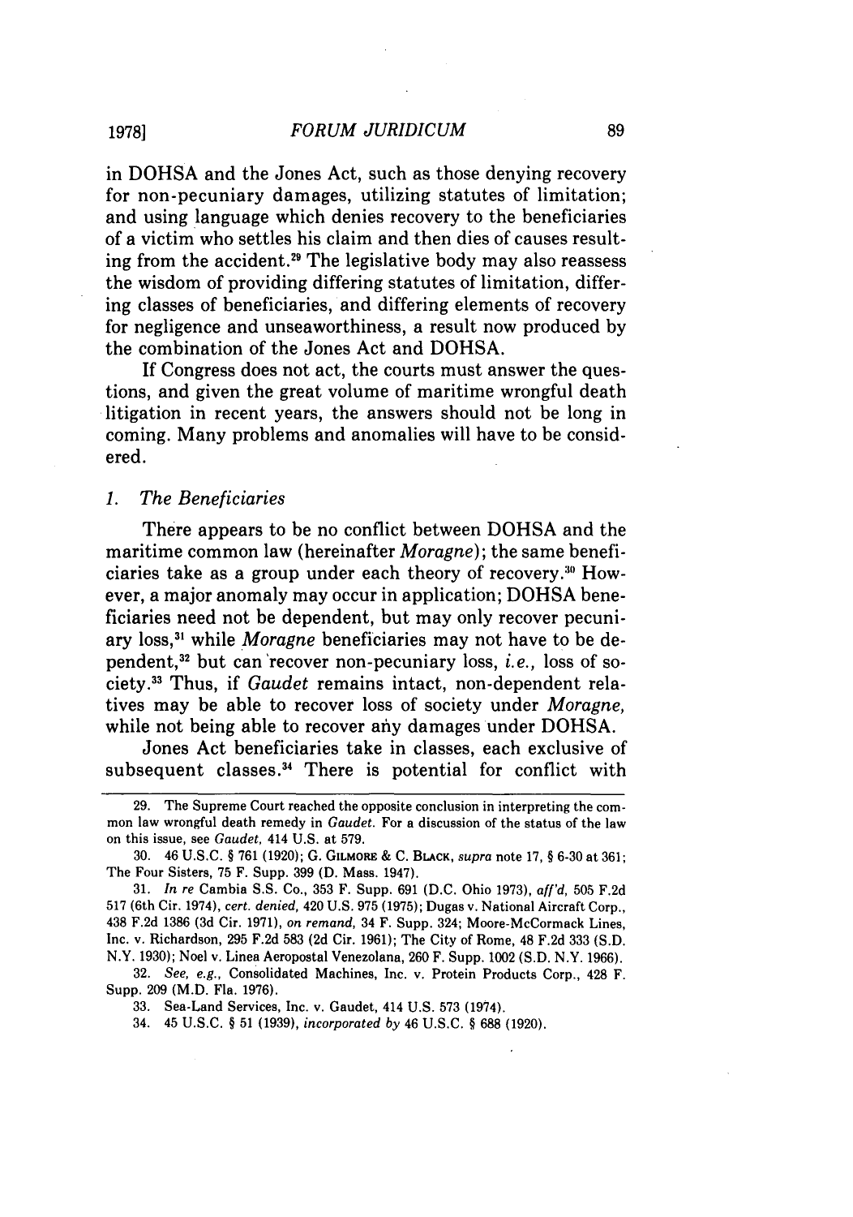in DOHSA and the Jones Act, such as those denying recovery for non-pecuniary damages, utilizing statutes of limitation; and using language which denies recovery to the beneficiaries of a victim who settles his claim and then dies of causes resulting from the accident.[29] The legislative body may also reassess the wisdom of providing differing statutes of limitation, differing classes of beneficiaries, and differing elements of recovery for negligence and unseaworthiness, a result now produced by the combination of the Jones Act and DOHSA.

If Congress does not act, the courts must answer the questions, and given the great volume of maritime wrongful death litigation in recent years, the answers should not be long in coming. Many problems and anomalies will have to be considered.

### *1. The Beneficiaries*

There appears to be no conflict between DOHSA and the maritime common law (hereinafter *Moragne*); the same beneficiaries take as a group under each theory of recovery.[30] However, a major anomaly may occur in application; DOHSA beneficiaries need not be dependent, but may only recover pecuniary loss,[31] while *Moragne* beneficiaries may not have to be dependent,[32] but can recover non-pecuniary loss, *i.e.,* loss of society.[33] Thus, if *Gaudet* remains intact, non-dependent relatives may be able to recover loss of society under *Moragne,* while not being able to recover any damages under DOHSA.

Jones Act beneficiaries take in classes, each exclusive of subsequent classes.[34] There is potential for conflict with

---

29. The Supreme Court reached the opposite conclusion in interpreting the common law wrongful death remedy in *Gaudet.* For a discussion of the status of the law on this issue, see *Gaudet,* 414 U.S. at 579.

30. 46 U.S.C. § 761 (1920); G. GILMORE & C. BLACK, *supra* note 17, § 6-30 at 361; The Four Sisters, 75 F. Supp. 399 (D. Mass. 1947).

31. *In re* Cambia S.S. Co., 353 F. Supp. 691 (D.C. Ohio 1973), *aff'd,* 505 F.2d 517 (6th Cir. 1974), *cert. denied,* 420 U.S. 975 (1975); Dugas v. National Aircraft Corp., 438 F.2d 1386 (3d Cir. 1971), *on remand,* 34 F. Supp. 324; Moore-McCormack Lines, Inc. v. Richardson, 295 F.2d 583 (2d Cir. 1961); The City of Rome, 48 F.2d 333 (S.D. N.Y. 1930); Noel v. Linea Aeropostal Venezolana, 260 F. Supp. 1002 (S.D. N.Y. 1966).

32. *See, e.g.,* Consolidated Machines, Inc. v. Protein Products Corp., 428 F. Supp. 209 (M.D. Fla. 1976).

33. Sea-Land Services, Inc. v. Gaudet, 414 U.S. 573 (1974).

34. 45 U.S.C. § 51 (1939), *incorporated by* 46 U.S.C. § 688 (1920).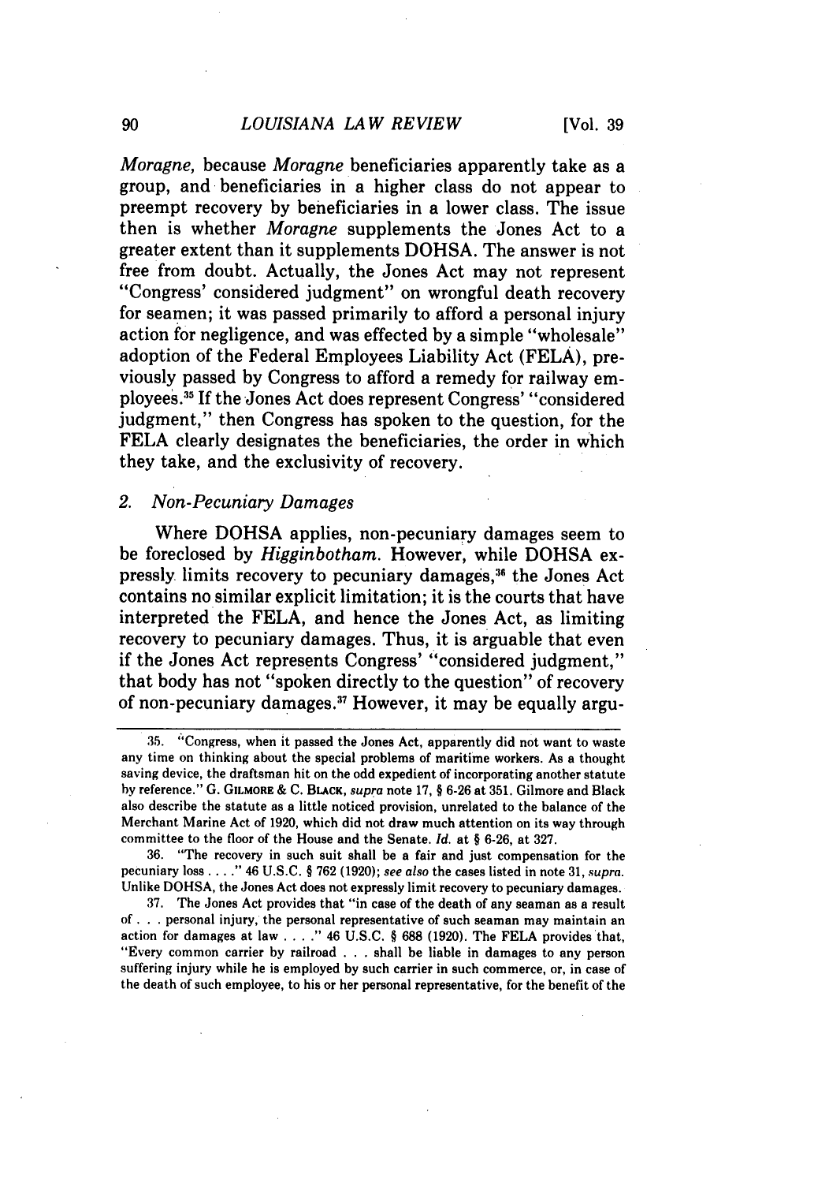*Moragne*, because *Moragne* beneficiaries apparently take as a group, and beneficiaries in a higher class do not appear to preempt recovery by beneficiaries in a lower class. The issue then is whether *Moragne* supplements the Jones Act to a greater extent than it supplements DOHSA. The answer is not free from doubt. Actually, the Jones Act may not represent "Congress' considered judgment" on wrongful death recovery for seamen; it was passed primarily to afford a personal injury action for negligence, and was effected by a simple "wholesale" adoption of the Federal Employees Liability Act (FELA), previously passed by Congress to afford a remedy for railway employees.[35] If the Jones Act does represent Congress' "considered judgment," then Congress has spoken to the question, for the FELA clearly designates the beneficiaries, the order in which they take, and the exclusivity of recovery.

## 2. *Non-Pecuniary Damages*

Where DOHSA applies, non-pecuniary damages seem to be foreclosed by *Higginbotham*. However, while DOHSA expressly limits recovery to pecuniary damages,[36] the Jones Act contains no similar explicit limitation; it is the courts that have interpreted the FELA, and hence the Jones Act, as limiting recovery to pecuniary damages. Thus, it is arguable that even if the Jones Act represents Congress' "considered judgment," that body has not "spoken directly to the question" of recovery of non-pecuniary damages.[37] However, it may be equally argu-

---

35. "Congress, when it passed the Jones Act, apparently did not want to waste any time on thinking about the special problems of maritime workers. As a thought saving device, the draftsman hit on the odd expedient of incorporating another statute by reference." G. GILMORE & C. BLACK, *supra* note 17, § 6-26 at 351. Gilmore and Black also describe the statute as a little noticed provision, unrelated to the balance of the Merchant Marine Act of 1920, which did not draw much attention on its way through committee to the floor of the House and the Senate. *Id.* at § 6-26, at 327.

36. "The recovery in such suit shall be a fair and just compensation for the pecuniary loss . . . ." 46 U.S.C. § 762 (1920); *see also* the cases listed in note 31, *supra*. Unlike DOHSA, the Jones Act does not expressly limit recovery to pecuniary damages.

37. The Jones Act provides that "in case of the death of any seaman as a result of . . . personal injury, the personal representative of such seaman may maintain an action for damages at law . . . ." 46 U.S.C. § 688 (1920). The FELA provides that, "Every common carrier by railroad . . . shall be liable in damages to any person suffering injury while he is employed by such carrier in such commerce, or, in case of the death of such employee, to his or her personal representative, for the benefit of the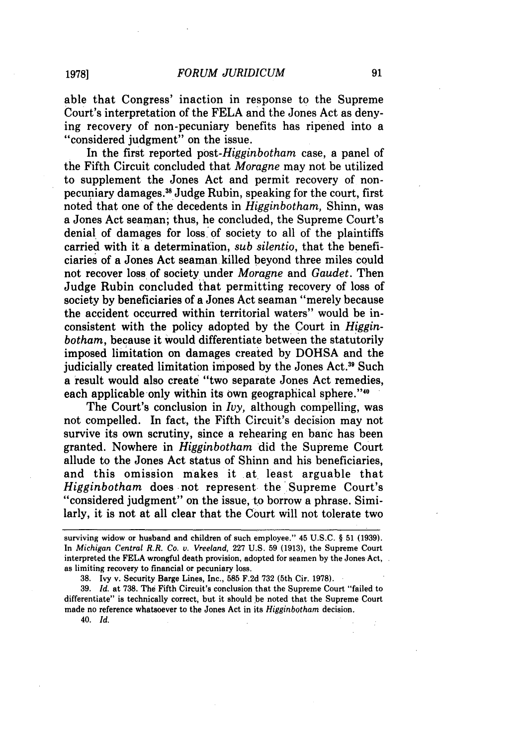able that Congress' inaction in response to the Supreme Court's interpretation of the FELA and the Jones Act as denying recovery of non-pecuniary benefits has ripened into a "considered judgment" on the issue.

In the first reported post-*Higginbotham* case, a panel of the Fifth Circuit concluded that *Moragne* may not be utilized to supplement the Jones Act and permit recovery of non-pecuniary damages.[38] Judge Rubin, speaking for the court, first noted that one of the decedents in *Higginbotham*, Shinn, was a Jones Act seaman; thus, he concluded, the Supreme Court's denial of damages for loss of society to all of the plaintiffs carried with it a determination, *sub silentio*, that the beneficiaries of a Jones Act seaman killed beyond three miles could not recover loss of society under *Moragne* and *Gaudet*. Then Judge Rubin concluded that permitting recovery of loss of society by beneficiaries of a Jones Act seaman "merely because the accident occurred within territorial waters" would be inconsistent with the policy adopted by the Court in *Higginbotham*, because it would differentiate between the statutorily imposed limitation on damages created by DOHSA and the judicially created limitation imposed by the Jones Act.[39] Such a result would also create "two separate Jones Act remedies, each applicable only within its own geographical sphere."[40]

The Court's conclusion in *Ivy*, although compelling, was not compelled. In fact, the Fifth Circuit's decision may not survive its own scrutiny, since a rehearing en banc has been granted. Nowhere in *Higginbotham* did the Supreme Court allude to the Jones Act status of Shinn and his beneficiaries, and this omission makes it at least arguable that *Higginbotham* does not represent the Supreme Court's "considered judgment" on the issue, to borrow a phrase. Similarly, it is not at all clear that the Court will not tolerate two

---

surviving widow or husband and children of such employee." 45 U.S.C. § 51 (1939). In *Michigan Central R.R. Co. v. Vreeland*, 227 U.S. 59 (1913), the Supreme Court interpreted the FELA wrongful death provision, adopted for seamen by the Jones Act, as limiting recovery to financial or pecuniary loss.

38. Ivy v. Security Barge Lines, Inc., 585 F.2d 732 (5th Cir. 1978).

39. *Id.* at 738. The Fifth Circuit's conclusion that the Supreme Court "failed to differentiate" is technically correct, but it should be noted that the Supreme Court made no reference whatsoever to the Jones Act in its *Higginbotham* decision.

40. *Id.*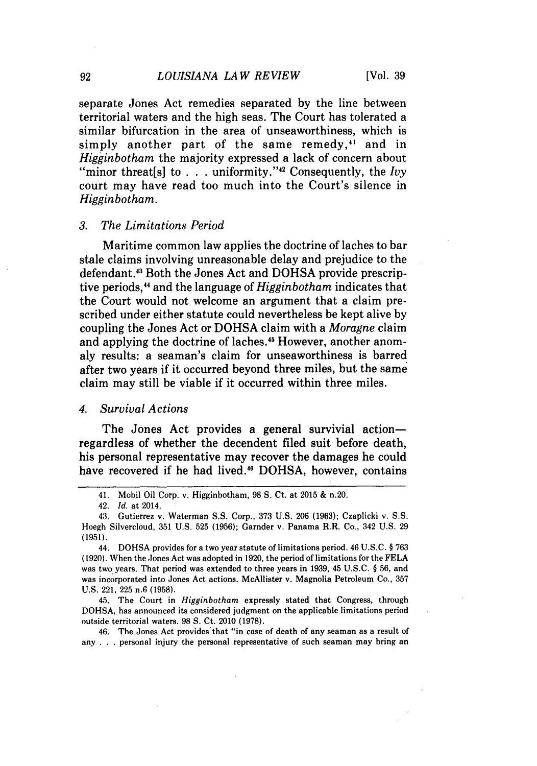separate Jones Act remedies separated by the line between territorial waters and the high seas. The Court has tolerated a similar bifurcation in the area of unseaworthiness, which is simply another part of the same remedy,[41] and in *Higginbotham* the majority expressed a lack of concern about "minor threat[s] to . . . uniformity."[42] Consequently, the *Ivy* court may have read too much into the Court's silence in *Higginbotham*.

### 3. *The Limitations Period*

Maritime common law applies the doctrine of laches to bar stale claims involving unreasonable delay and prejudice to the defendant.[43] Both the Jones Act and DOHSA provide prescriptive periods,[44] and the language of *Higginbotham* indicates that the Court would not welcome an argument that a claim prescribed under either statute could nevertheless be kept alive by coupling the Jones Act or DOHSA claim with a *Moragne* claim and applying the doctrine of laches.[45] However, another anomaly results: a seaman's claim for unseaworthiness is barred after two years if it occurred beyond three miles, but the same claim may still be viable if it occurred within three miles.

### 4. *Survival Actions*

The Jones Act provides a general survivial action—regardless of whether the decendent filed suit before death, his personal representative may recover the damages he could have recovered if he had lived.[46] DOHSA, however, contains

---

41. Mobil Oil Corp. v. Higginbotham, 98 S. Ct. at 2015 & n.20.

42. *Id.* at 2014.

43. Gutierrez v. Waterman S.S. Corp., 373 U.S. 206 (1963); Czaplicki v. S.S. Hoegh Silvercloud, 351 U.S. 525 (1956); Garnder v. Panama R.R. Co., 342 U.S. 29 (1951).

44. DOHSA provides for a two year statute of limitations period. 46 U.S.C. § 763 (1920). When the Jones Act was adopted in 1920, the period of limitations for the FELA was two years. That period was extended to three years in 1939, 45 U.S.C. § 56, and was incorporated into Jones Act actions. McAllister v. Magnolia Petroleum Co., 357 U.S. 221, 225 n.6 (1958).

45. The Court in *Higginbotham* expressly stated that Congress, through DOHSA, has announced its considered judgment on the applicable limitations period outside territorial waters. 98 S. Ct. 2010 (1978).

46. The Jones Act provides that "in case of death of any seaman as a result of any . . . personal injury the personal representative of such seaman may bring an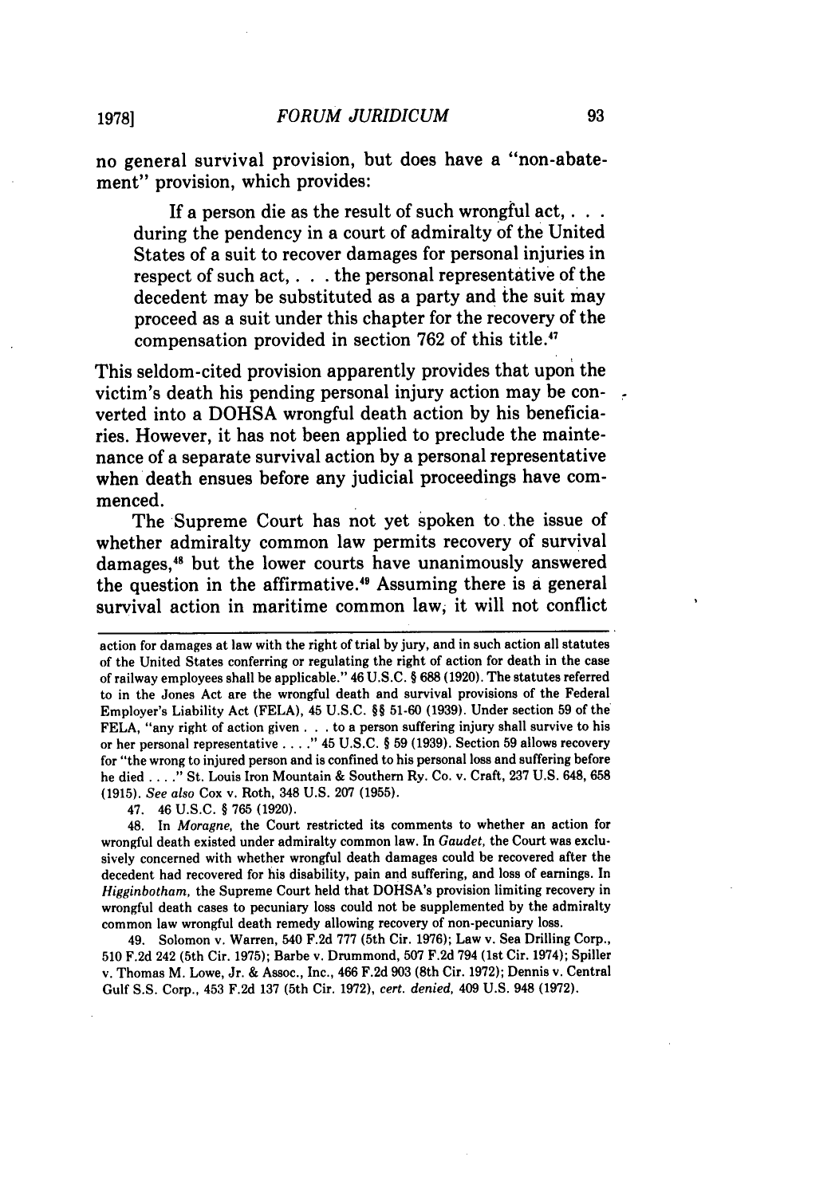no general survival provision, but does have a "non-abatement" provision, which provides:

> If a person die as the result of such wrongful act, . . . during the pendency in a court of admiralty of the United States of a suit to recover damages for personal injuries in respect of such act, . . . the personal representative of the decedent may be substituted as a party and the suit may proceed as a suit under this chapter for the recovery of the compensation provided in section 762 of this title.[47]

This seldom-cited provision apparently provides that upon the victim's death his pending personal injury action may be converted into a DOHSA wrongful death action by his beneficiaries. However, it has not been applied to preclude the maintenance of a separate survival action by a personal representative when death ensues before any judicial proceedings have commenced.

The Supreme Court has not yet spoken to the issue of whether admiralty common law permits recovery of survival damages,[48] but the lower courts have unanimously answered the question in the affirmative.[49] Assuming there is a general survival action in maritime common law, it will not conflict

---

action for damages at law with the right of trial by jury, and in such action all statutes of the United States conferring or regulating the right of action for death in the case of railway employees shall be applicable." 46 U.S.C. § 688 (1920). The statutes referred to in the Jones Act are the wrongful death and survival provisions of the Federal Employer's Liability Act (FELA), 45 U.S.C. §§ 51-60 (1939). Under section 59 of the FELA, "any right of action given . . . to a person suffering injury shall survive to his or her personal representative . . . ." 45 U.S.C. § 59 (1939). Section 59 allows recovery for "the wrong to injured person and is confined to his personal loss and suffering before he died . . . ." St. Louis Iron Mountain & Southern Ry. Co. v. Craft, 237 U.S. 648, 658 (1915). *See also* Cox v. Roth, 348 U.S. 207 (1955).

47. 46 U.S.C. § 765 (1920).

48. In *Moragne*, the Court restricted its comments to whether an action for wrongful death existed under admiralty common law. In *Gaudet*, the Court was exclusively concerned with whether wrongful death damages could be recovered after the decedent had recovered for his disability, pain and suffering, and loss of earnings. In *Higginbotham*, the Supreme Court held that DOHSA's provision limiting recovery in wrongful death cases to pecuniary loss could not be supplemented by the admiralty common law wrongful death remedy allowing recovery of non-pecuniary loss.

49. Solomon v. Warren, 540 F.2d 777 (5th Cir. 1976); Law v. Sea Drilling Corp., 510 F.2d 242 (5th Cir. 1975); Barbe v. Drummond, 507 F.2d 794 (1st Cir. 1974); Spiller v. Thomas M. Lowe, Jr. & Assoc., Inc., 466 F.2d 903 (8th Cir. 1972); Dennis v. Central Gulf S.S. Corp., 453 F.2d 137 (5th Cir. 1972), *cert. denied*, 409 U.S. 948 (1972).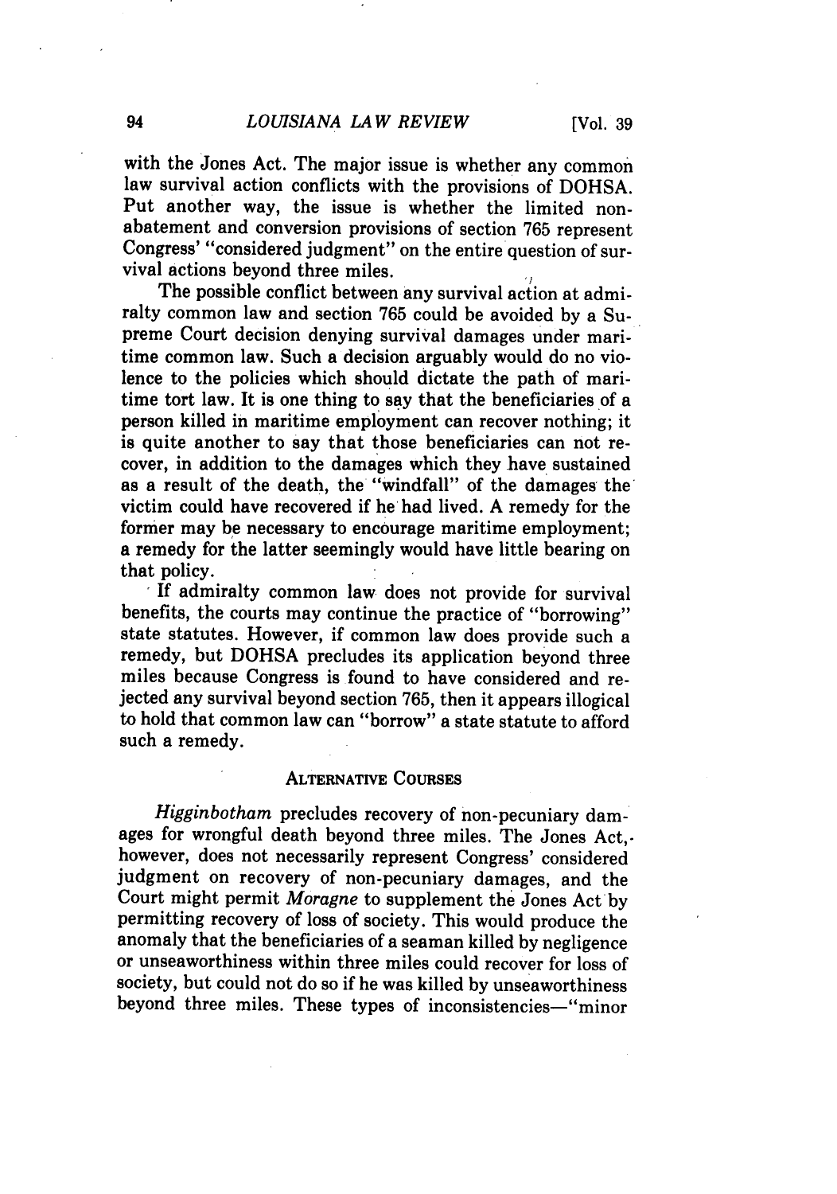with the Jones Act. The major issue is whether any common law survival action conflicts with the provisions of DOHSA. Put another way, the issue is whether the limited non-abatement and conversion provisions of section 765 represent Congress' "considered judgment" on the entire question of survival actions beyond three miles.

The possible conflict between any survival action at admiralty common law and section 765 could be avoided by a Supreme Court decision denying survival damages under maritime common law. Such a decision arguably would do no violence to the policies which should dictate the path of maritime tort law. It is one thing to say that the beneficiaries of a person killed in maritime employment can recover nothing; it is quite another to say that those beneficiaries can not recover, in addition to the damages which they have sustained as a result of the death, the "windfall" of the damages the victim could have recovered if he had lived. A remedy for the former may be necessary to encourage maritime employment; a remedy for the latter seemingly would have little bearing on that policy.

If admiralty common law does not provide for survival benefits, the courts may continue the practice of "borrowing" state statutes. However, if common law does provide such a remedy, but DOHSA precludes its application beyond three miles because Congress is found to have considered and rejected any survival beyond section 765, then it appears illogical to hold that common law can "borrow" a state statute to afford such a remedy.

## ALTERNATIVE COURSES

*Higginbotham* precludes recovery of non-pecuniary damages for wrongful death beyond three miles. The Jones Act, however, does not necessarily represent Congress' considered judgment on recovery of non-pecuniary damages, and the Court might permit *Moragne* to supplement the Jones Act by permitting recovery of loss of society. This would produce the anomaly that the beneficiaries of a seaman killed by negligence or unseaworthiness within three miles could recover for loss of society, but could not do so if he was killed by unseaworthiness beyond three miles. These types of inconsistencies—"minor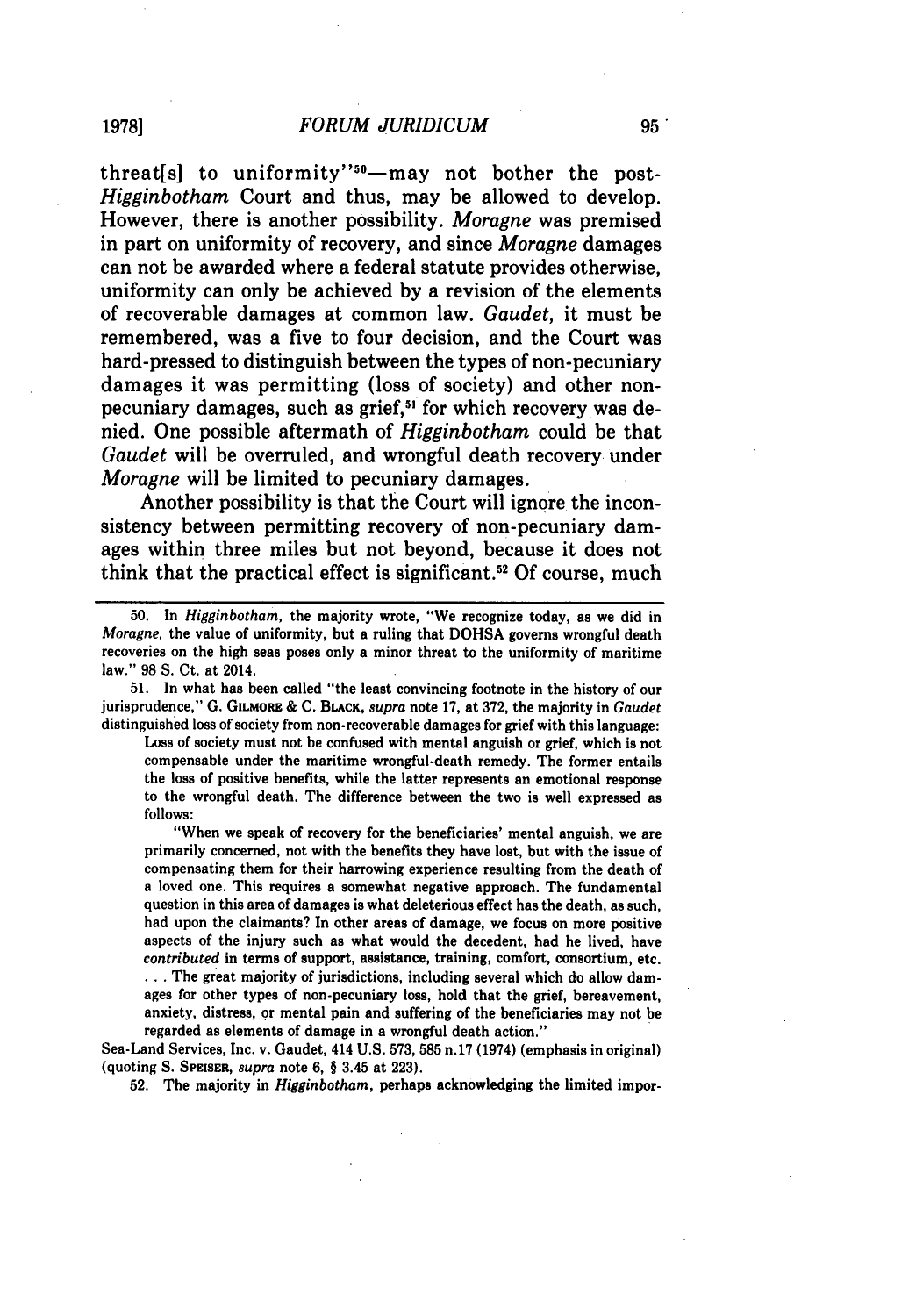threat[s] to uniformity"[50]—may not bother the post-*Higginbotham* Court and thus, may be allowed to develop. However, there is another possibility. *Moragne* was premised in part on uniformity of recovery, and since *Moragne* damages can not be awarded where a federal statute provides otherwise, uniformity can only be achieved by a revision of the elements of recoverable damages at common law. *Gaudet*, it must be remembered, was a five to four decision, and the Court was hard-pressed to distinguish between the types of non-pecuniary damages it was permitting (loss of society) and other non-pecuniary damages, such as grief,[51] for which recovery was denied. One possible aftermath of *Higginbotham* could be that *Gaudet* will be overruled, and wrongful death recovery under *Moragne* will be limited to pecuniary damages.

Another possibility is that the Court will ignore the inconsistency between permitting recovery of non-pecuniary damages within three miles but not beyond, because it does not think that the practical effect is significant.[52] Of course, much

---

50. In *Higginbotham*, the majority wrote, "We recognize today, as we did in *Moragne*, the value of uniformity, but a ruling that DOHSA governs wrongful death recoveries on the high seas poses only a minor threat to the uniformity of maritime law." 98 S. Ct. at 2014.

51. In what has been called "the least convincing footnote in the history of our jurisprudence," G. GILMORE & C. BLACK, *supra* note 17, at 372, the majority in *Gaudet* distinguished loss of society from non-recoverable damages for grief with this language:

> Loss of society must not be confused with mental anguish or grief, which is not compensable under the maritime wrongful-death remedy. The former entails the loss of positive benefits, while the latter represents an emotional response to the wrongful death. The difference between the two is well expressed as follows:
>
> "When we speak of recovery for the beneficiaries' mental anguish, we are primarily concerned, not with the benefits they have lost, but with the issue of compensating them for their harrowing experience resulting from the death of a loved one. This requires a somewhat negative approach. The fundamental question in this area of damages is what deleterious effect has the death, as such, had upon the claimants? In other areas of damage, we focus on more positive aspects of the injury such as what would the decedent, had he lived, have *contributed* in terms of support, assistance, training, comfort, consortium, etc. . . . The great majority of jurisdictions, including several which do allow damages for other types of non-pecuniary loss, hold that the grief, bereavement, anxiety, distress, or mental pain and suffering of the beneficiaries may not be regarded as elements of damage in a wrongful death action."

Sea-Land Services, Inc. v. Gaudet, 414 U.S. 573, 585 n.17 (1974) (emphasis in original) (quoting S. SPEISER, *supra* note 6, § 3.45 at 223).

52. The majority in *Higginbotham*, perhaps acknowledging the limited impor-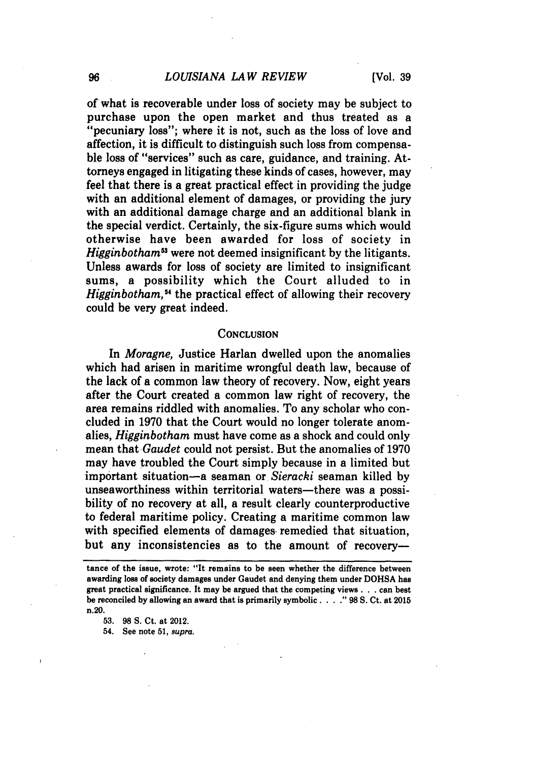of what is recoverable under loss of society may be subject to purchase upon the open market and thus treated as a "pecuniary loss"; where it is not, such as the loss of love and affection, it is difficult to distinguish such loss from compensable loss of "services" such as care, guidance, and training. Attorneys engaged in litigating these kinds of cases, however, may feel that there is a great practical effect in providing the judge with an additional element of damages, or providing the jury with an additional damage charge and an additional blank in the special verdict. Certainly, the six-figure sums which would otherwise have been awarded for loss of society in *Higginbotham*[53] were not deemed insignificant by the litigants. Unless awards for loss of society are limited to insignificant sums, a possibility which the Court alluded to in *Higginbotham*,[54] the practical effect of allowing their recovery could be very great indeed.

## CONCLUSION

In *Moragne*, Justice Harlan dwelled upon the anomalies which had arisen in maritime wrongful death law, because of the lack of a common law theory of recovery. Now, eight years after the Court created a common law right of recovery, the area remains riddled with anomalies. To any scholar who concluded in 1970 that the Court would no longer tolerate anomalies, *Higginbotham* must have come as a shock and could only mean that *Gaudet* could not persist. But the anomalies of 1970 may have troubled the Court simply because in a limited but important situation—a seaman or *Sieracki* seaman killed by unseaworthiness within territorial waters—there was a possibility of no recovery at all, a result clearly counterproductive to federal maritime policy. Creating a maritime common law with specified elements of damages remedied that situation, but any inconsistencies as to the amount of recovery—

---

tance of the issue, wrote: "It remains to be seen whether the difference between awarding loss of society damages under Gaudet and denying them under DOHSA has great practical significance. It may be argued that the competing views . . . can best be reconciled by allowing an award that is primarily symbolic . . . ." 98 S. Ct. at 2015 n.20.

53. 98 S. Ct. at 2012.

54. See note 51, *supra*.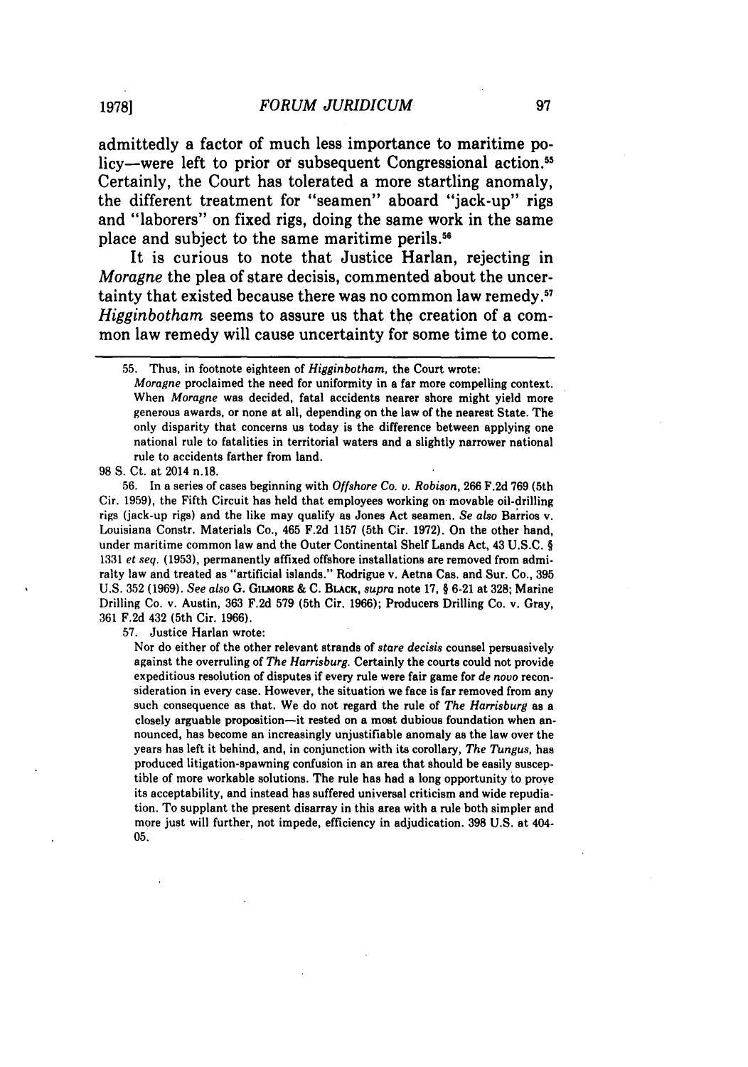admittedly a factor of much less importance to maritime policy—were left to prior or subsequent Congressional action.[55] Certainly, the Court has tolerated a more startling anomaly, the different treatment for "seamen" aboard "jack-up" rigs and "laborers" on fixed rigs, doing the same work in the same place and subject to the same maritime perils.[56]

It is curious to note that Justice Harlan, rejecting in *Moragne* the plea of stare decisis, commented about the uncertainty that existed because there was no common law remedy.[57] *Higginbotham* seems to assure us that the creation of a common law remedy will cause uncertainty for some time to come.

---

55. Thus, in footnote eighteen of *Higginbotham*, the Court wrote:

> *Moragne* proclaimed the need for uniformity in a far more compelling context. When *Moragne* was decided, fatal accidents nearer shore might yield more generous awards, or none at all, depending on the law of the nearest State. The only disparity that concerns us today is the difference between applying one national rule to fatalities in territorial waters and a slightly narrower national rule to accidents farther from land.

98 S. Ct. at 2014 n.18.

56. In a series of cases beginning with *Offshore Co. v. Robison*, 266 F.2d 769 (5th Cir. 1959), the Fifth Circuit has held that employees working on movable oil-drilling rigs (jack-up rigs) and the like may qualify as Jones Act seamen. *Se also* Barrios v. Louisiana Constr. Materials Co., 465 F.2d 1157 (5th Cir. 1972). On the other hand, under maritime common law and the Outer Continental Shelf Lands Act, 43 U.S.C. § 1331 *et seq.* (1953), permanently affixed offshore installations are removed from admiralty law and treated as "artificial islands." Rodrigue v. Aetna Cas. and Sur. Co., 395 U.S. 352 (1969). *See also* G. GILMORE & C. BLACK, *supra* note 17, § 6-21 at 328; Marine Drilling Co. v. Austin, 363 F.2d 579 (5th Cir. 1966); Producers Drilling Co. v. Gray, 361 F.2d 432 (5th Cir. 1966).

57. Justice Harlan wrote:

> Nor do either of the other relevant strands of *stare decisis* counsel persuasively against the overruling of *The Harrisburg*. Certainly the courts could not provide expeditious resolution of disputes if every rule were fair game for *de novo* reconsideration in every case. However, the situation we face is far removed from any such consequence as that. We do not regard the rule of *The Harrisburg* as a closely arguable proposition—it rested on a most dubious foundation when announced, has become an increasingly unjustifiable anomaly as the law over the years has left it behind, and, in conjunction with its corollary, *The Tungus*, has produced litigation-spawning confusion in an area that should be easily susceptible of more workable solutions. The rule has had a long opportunity to prove its acceptability, and instead has suffered universal criticism and wide repudiation. To supplant the present disarray in this area with a rule both simpler and more just will further, not impede, efficiency in adjudication. 398 U.S. at 404-05.